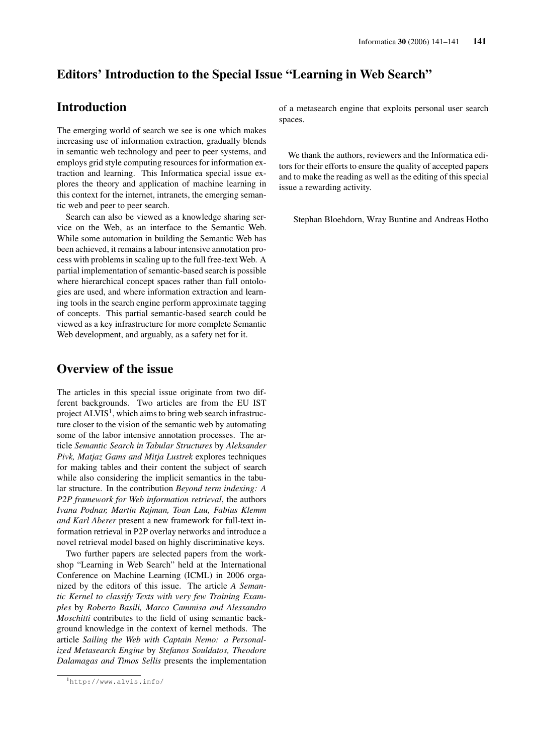# Editors' Introduction to the Special Issue "Learning in Web Search"

## Introduction

The emerging world of search we see is one which makes increasing use of information extraction, gradually blends in semantic web technology and peer to peer systems, and employs grid style computing resources for information extraction and learning. This Informatica special issue explores the theory and application of machine learning in this context for the internet, intranets, the emerging semantic web and peer to peer search.

Search can also be viewed as a knowledge sharing service on the Web, as an interface to the Semantic Web. While some automation in building the Semantic Web has been achieved, it remains a labour intensive annotation process with problems in scaling up to the full free-text Web. A partial implementation of semantic-based search is possible where hierarchical concept spaces rather than full ontologies are used, and where information extraction and learning tools in the search engine perform approximate tagging of concepts. This partial semantic-based search could be viewed as a key infrastructure for more complete Semantic Web development, and arguably, as a safety net for it.

## Overview of the issue

The articles in this special issue originate from two different backgrounds. Two articles are from the EU IST project ALVIS[1], which aims to bring web search infrastructure closer to the vision of the semantic web by automating some of the labor intensive annotation processes. The article *Semantic Search in Tabular Structures* by *Aleksander Pivk, Matjaz Gams and Mitja Lustrek* explores techniques for making tables and their content the subject of search while also considering the implicit semantics in the tabular structure. In the contribution *Beyond term indexing: A P2P framework for Web information retrieval*, the authors *Ivana Podnar, Martin Rajman, Toan Luu, Fabius Klemm and Karl Aberer* present a new framework for full-text information retrieval in P2P overlay networks and introduce a novel retrieval model based on highly discriminative keys.

Two further papers are selected papers from the workshop "Learning in Web Search" held at the International Conference on Machine Learning (ICML) in 2006 organized by the editors of this issue. The article *A Semantic Kernel to classify Texts with very few Training Examples* by *Roberto Basili, Marco Cammisa and Alessandro Moschitti* contributes to the field of using semantic background knowledge in the context of kernel methods. The article *Sailing the Web with Captain Nemo: a Personalized Metasearch Engine* by *Stefanos Souldatos, Theodore Dalamagas and Timos Sellis* presents the implementation of a metasearch engine that exploits personal user search spaces.

We thank the authors, reviewers and the Informatica editors for their efforts to ensure the quality of accepted papers and to make the reading as well as the editing of this special issue a rewarding activity.

Stephan Bloehdorn, Wray Buntine and Andreas Hotho

[1] http://www.alvis.info/